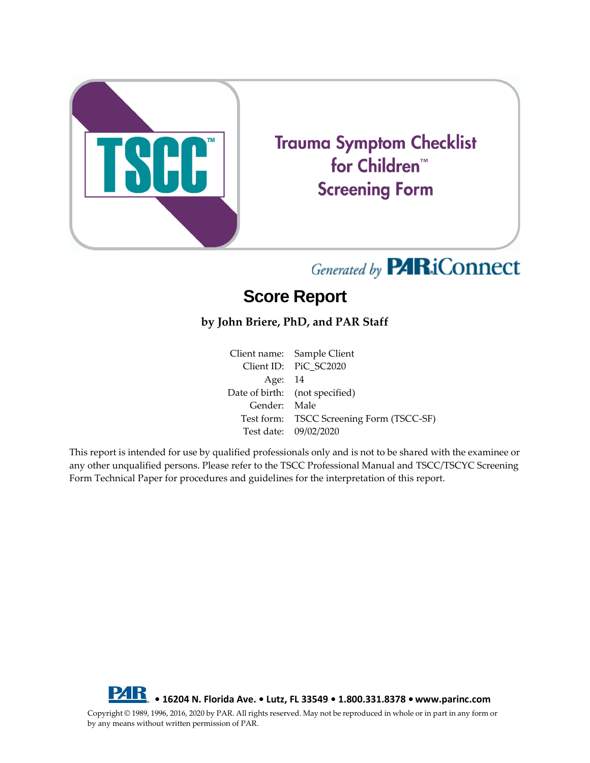# Trauma Symptom Checklist for Children™ Screening Form

*Generated by* PAR iConnect

## Score Report

**by John Briere, PhD, and PAR Staff**

| | |
|---|---|
| Client name: | Sample Client |
| Client ID: | PiC_SC2020 |
| Age: | 14 |
| Date of birth: | (not specified) |
| Gender: | Male |
| Test form: | TSCC Screening Form (TSCC-SF) |
| Test date: | 09/02/2020 |

This report is intended for use by qualified professionals only and is not to be shared with the examinee or any other unqualified persons. Please refer to the TSCC Professional Manual and TSCC/TSCYC Screening Form Technical Paper for procedures and guidelines for the interpretation of this report.

**PAR • 16204 N. Florida Ave. • Lutz, FL 33549 • 1.800.331.8378 • www.parinc.com**

Copyright © 1989, 1996, 2016, 2020 by PAR. All rights reserved. May not be reproduced in whole or in part in any form or by any means without written permission of PAR.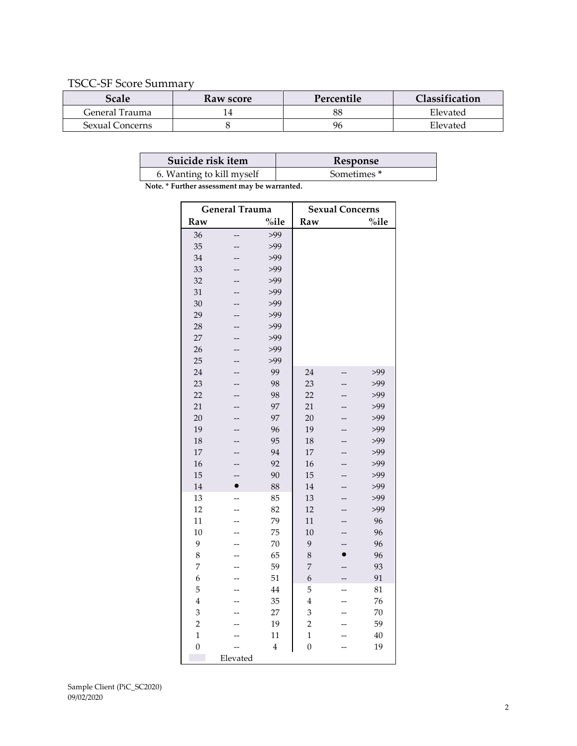TSCC-SF Score Summary

| Scale | Raw score | Percentile | Classification |
| --- | --- | --- | --- |
| General Trauma | 14 | 88 | Elevated |
| Sexual Concerns | 8 | 96 | Elevated |

| Suicide risk item | Response |
| --- | --- |
| 6. Wanting to kill myself | Sometimes * |

**Note. * Further assessment may be warranted.**

| General Trauma | | | Sexual Concerns | | |
| --- | --- | --- | --- | --- | --- |
| Raw | | %ile | Raw | | %ile |
| 36 | -- | >99 | | | |
| 35 | -- | >99 | | | |
| 34 | -- | >99 | | | |
| 33 | -- | >99 | | | |
| 32 | -- | >99 | | | |
| 31 | -- | >99 | | | |
| 30 | -- | >99 | | | |
| 29 | -- | >99 | | | |
| 28 | -- | >99 | | | |
| 27 | -- | >99 | | | |
| 26 | -- | >99 | | | |
| 25 | -- | >99 | | | |
| 24 | -- | 99 | 24 | -- | >99 |
| 23 | -- | 98 | 23 | -- | >99 |
| 22 | -- | 98 | 22 | -- | >99 |
| 21 | -- | 97 | 21 | -- | >99 |
| 20 | -- | 97 | 20 | -- | >99 |
| 19 | -- | 96 | 19 | -- | >99 |
| 18 | -- | 95 | 18 | -- | >99 |
| 17 | -- | 94 | 17 | -- | >99 |
| 16 | -- | 92 | 16 | -- | >99 |
| 15 | -- | 90 | 15 | -- | >99 |
| 14 | ● | 88 | 14 | -- | >99 |
| 13 | -- | 85 | 13 | -- | >99 |
| 12 | -- | 82 | 12 | -- | >99 |
| 11 | -- | 79 | 11 | -- | 96 |
| 10 | -- | 75 | 10 | -- | 96 |
| 9 | -- | 70 | 9 | -- | 96 |
| 8 | -- | 65 | 8 | ● | 96 |
| 7 | -- | 59 | 7 | -- | 93 |
| 6 | -- | 51 | 6 | -- | 91 |
| 5 | -- | 44 | 5 | -- | 81 |
| 4 | -- | 35 | 4 | -- | 76 |
| 3 | -- | 27 | 3 | -- | 70 |
| 2 | -- | 19 | 2 | -- | 59 |
| 1 | -- | 11 | 1 | -- | 40 |
| 0 | -- | 4 | 0 | -- | 19 |

Shaded = Elevated

Sample Client (PiC_SC2020)
09/02/2020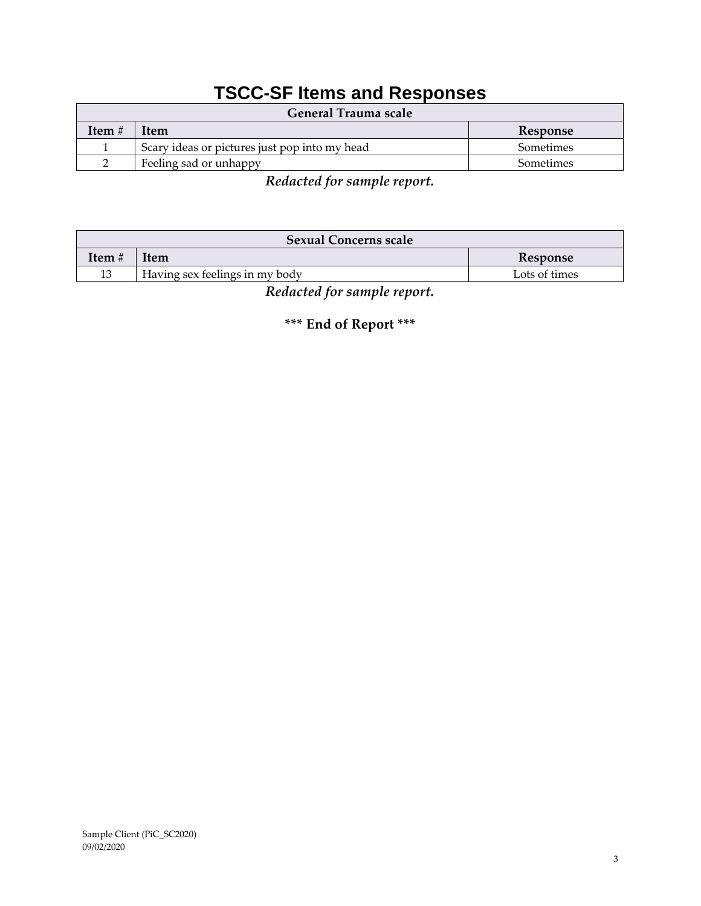# TSCC-SF Items and Responses

| General Trauma scale | | |
|---|---|---|
| **Item #** | **Item** | **Response** |
| 1 | Scary ideas or pictures just pop into my head | Sometimes |
| 2 | Feeling sad or unhappy | Sometimes |

***Redacted for sample report.***

| Sexual Concerns scale | | |
|---|---|---|
| **Item #** | **Item** | **Response** |
| 13 | Having sex feelings in my body | Lots of times |

***Redacted for sample report.***

**\*\*\* End of Report \*\*\***

Sample Client (PiC_SC2020)
09/02/2020